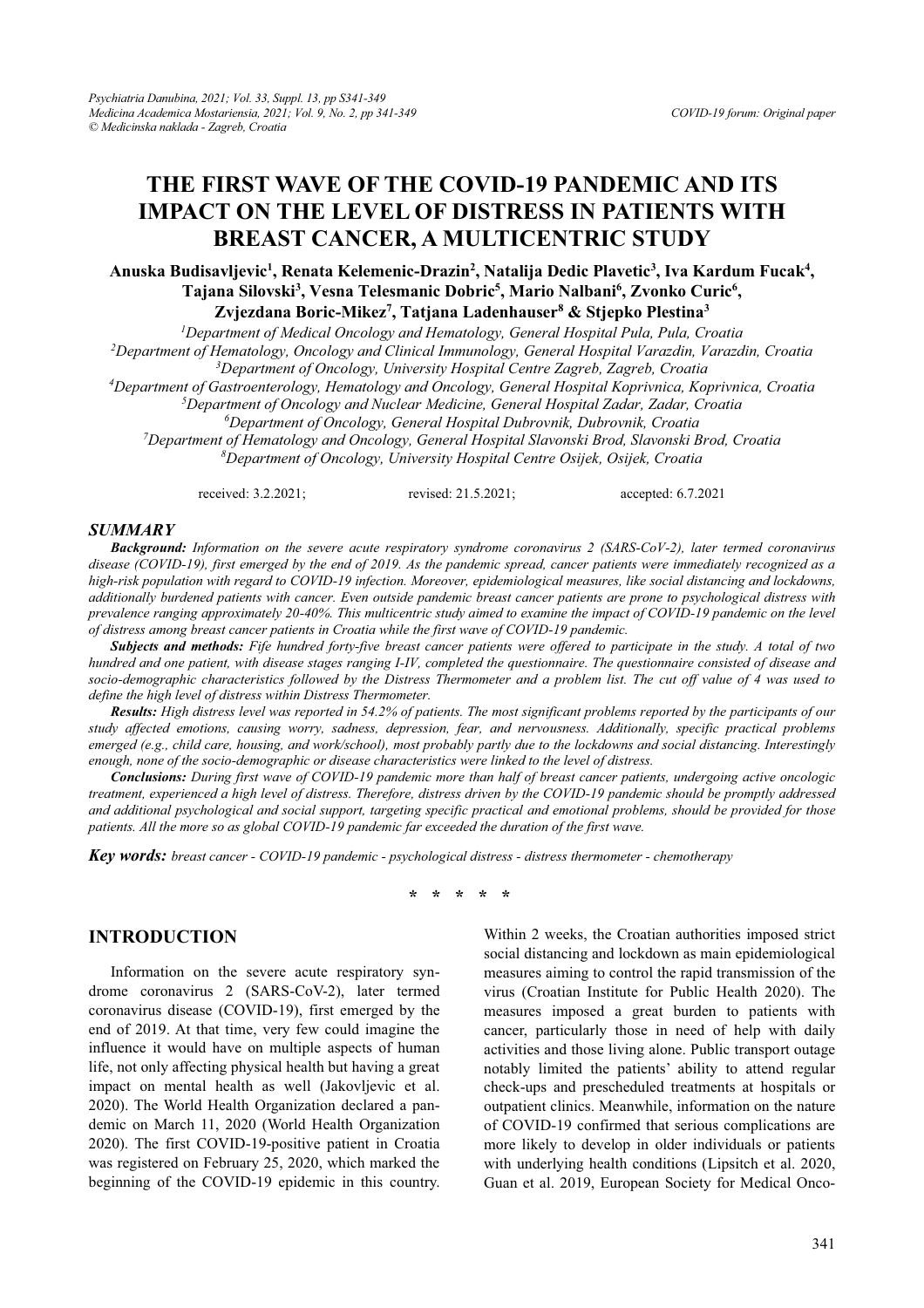# THE FIRST WAVE OF THE COVID-19 PANDEMIC AND ITS IMPACT ON THE LEVEL OF DISTRESS IN PATIENTS WITH BREAST CANCER, A MULTICENTRIC STUDY

**Anuska Budisavljevic[1], Renata Kelemenic-Drazin[2], Natalija Dedic Plavetic[3], Iva Kardum Fucak[4], Tajana Silovski[3], Vesna Telesmanic Dobric[5], Mario Nalbani[6], Zvonko Curic[6], Zvjezdana Boric-Mikez[7], Tatjana Ladenhauser[8] & Stjepko Plestina[3]**

[1]*Department of Medical Oncology and Hematology, General Hospital Pula, Pula, Croatia*
[2]*Department of Hematology, Oncology and Clinical Immunology, General Hospital Varazdin, Varazdin, Croatia*
[3]*Department of Oncology, University Hospital Centre Zagreb, Zagreb, Croatia*
[4]*Department of Gastroenterology, Hematology and Oncology, General Hospital Koprivnica, Koprivnica, Croatia*
[5]*Department of Oncology and Nuclear Medicine, General Hospital Zadar, Zadar, Croatia*
[6]*Department of Oncology, General Hospital Dubrovnik, Dubrovnik, Croatia*
[7]*Department of Hematology and Oncology, General Hospital Slavonski Brod, Slavonski Brod, Croatia*
[8]*Department of Oncology, University Hospital Centre Osijek, Osijek, Croatia*

received: 3.2.2021; revised: 21.5.2021; accepted: 6.7.2021

## SUMMARY

***Background:*** *Information on the severe acute respiratory syndrome coronavirus 2 (SARS-CoV-2), later termed coronavirus disease (COVID-19), first emerged by the end of 2019. As the pandemic spread, cancer patients were immediately recognized as a high-risk population with regard to COVID-19 infection. Moreover, epidemiological measures, like social distancing and lockdowns, additionally burdened patients with cancer. Even outside pandemic breast cancer patients are prone to psychological distress with prevalence ranging approximately 20-40%. This multicentric study aimed to examine the impact of COVID-19 pandemic on the level of distress among breast cancer patients in Croatia while the first wave of COVID-19 pandemic.*

***Subjects and methods:*** *Fife hundred forty-five breast cancer patients were offered to participate in the study. A total of two hundred and one patient, with disease stages ranging I-IV, completed the questionnaire. The questionnaire consisted of disease and socio-demographic characteristics followed by the Distress Thermometer and a problem list. The cut off value of 4 was used to define the high level of distress within Distress Thermometer.*

***Results:*** *High distress level was reported in 54.2% of patients. The most significant problems reported by the participants of our study affected emotions, causing worry, sadness, depression, fear, and nervousness. Additionally, specific practical problems emerged (e.g., child care, housing, and work/school), most probably partly due to the lockdowns and social distancing. Interestingly enough, none of the socio-demographic or disease characteristics were linked to the level of distress.*

***Conclusions:*** *During first wave of COVID-19 pandemic more than half of breast cancer patients, undergoing active oncologic treatment, experienced a high level of distress. Therefore, distress driven by the COVID-19 pandemic should be promptly addressed and additional psychological and social support, targeting specific practical and emotional problems, should be provided for those patients. All the more so as global COVID-19 pandemic far exceeded the duration of the first wave.*

***Key words:*** *breast cancer - COVID-19 pandemic - psychological distress - distress thermometer - chemotherapy*

\* \* \* \* \*

## INTRODUCTION

Information on the severe acute respiratory syndrome coronavirus 2 (SARS-CoV-2), later termed coronavirus disease (COVID-19), first emerged by the end of 2019. At that time, very few could imagine the influence it would have on multiple aspects of human life, not only affecting physical health but having a great impact on mental health as well (Jakovljevic et al. 2020). The World Health Organization declared a pandemic on March 11, 2020 (World Health Organization 2020). The first COVID-19-positive patient in Croatia was registered on February 25, 2020, which marked the beginning of the COVID-19 epidemic in this country. Within 2 weeks, the Croatian authorities imposed strict social distancing and lockdown as main epidemiological measures aiming to control the rapid transmission of the virus (Croatian Institute for Public Health 2020). The measures imposed a great burden to patients with cancer, particularly those in need of help with daily activities and those living alone. Public transport outage notably limited the patients' ability to attend regular check-ups and prescheduled treatments at hospitals or outpatient clinics. Meanwhile, information on the nature of COVID-19 confirmed that serious complications are more likely to develop in older individuals or patients with underlying health conditions (Lipsitch et al. 2020, Guan et al. 2019, European Society for Medical Onco-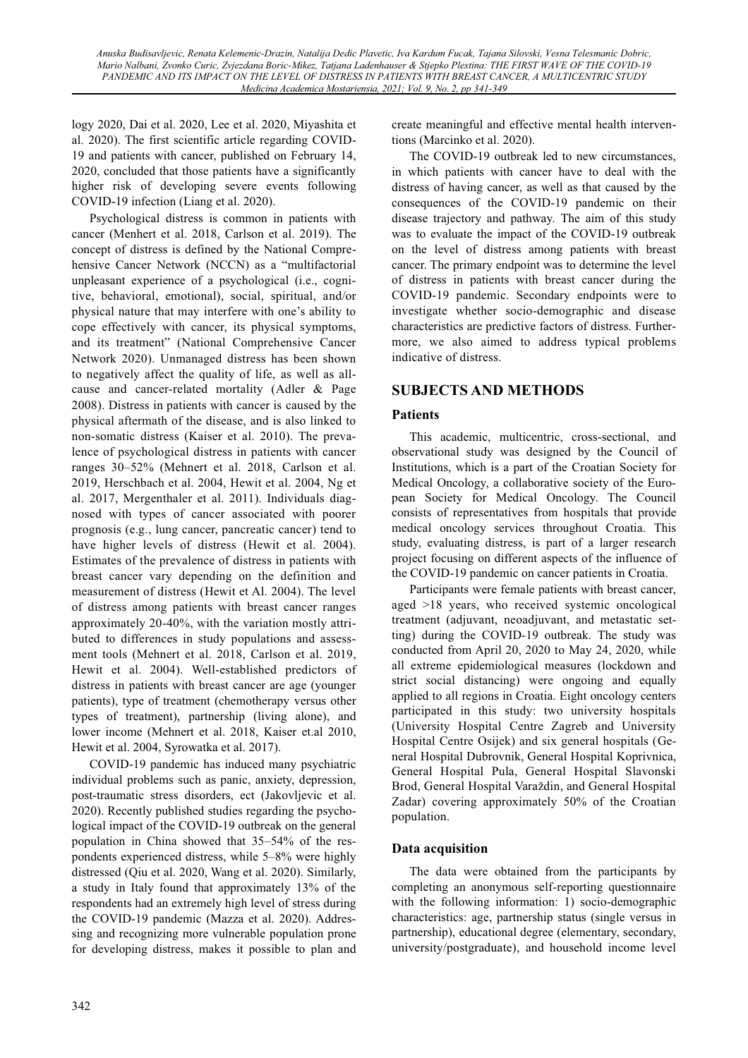logy 2020, Dai et al. 2020, Lee et al. 2020, Miyashita et al. 2020). The first scientific article regarding COVID-19 and patients with cancer, published on February 14, 2020, concluded that those patients have a significantly higher risk of developing severe events following COVID-19 infection (Liang et al. 2020).

Psychological distress is common in patients with cancer (Menhert et al. 2018, Carlson et al. 2019). The concept of distress is defined by the National Comprehensive Cancer Network (NCCN) as a "multifactorial unpleasant experience of a psychological (i.e., cognitive, behavioral, emotional), social, spiritual, and/or physical nature that may interfere with one's ability to cope effectively with cancer, its physical symptoms, and its treatment" (National Comprehensive Cancer Network 2020). Unmanaged distress has been shown to negatively affect the quality of life, as well as all-cause and cancer-related mortality (Adler & Page 2008). Distress in patients with cancer is caused by the physical aftermath of the disease, and is also linked to non-somatic distress (Kaiser et al. 2010). The prevalence of psychological distress in patients with cancer ranges 30–52% (Mehnert et al. 2018, Carlson et al. 2019, Herschbach et al. 2004, Hewit et al. 2004, Ng et al. 2017, Mergenthaler et al. 2011). Individuals diagnosed with types of cancer associated with poorer prognosis (e.g., lung cancer, pancreatic cancer) tend to have higher levels of distress (Hewit et al. 2004). Estimates of the prevalence of distress in patients with breast cancer vary depending on the definition and measurement of distress (Hewit et Al. 2004). The level of distress among patients with breast cancer ranges approximately 20-40%, with the variation mostly attributed to differences in study populations and assessment tools (Mehnert et al. 2018, Carlson et al. 2019, Hewit et al. 2004). Well-established predictors of distress in patients with breast cancer are age (younger patients), type of treatment (chemotherapy versus other types of treatment), partnership (living alone), and lower income (Mehnert et al. 2018, Kaiser et.al 2010, Hewit et al. 2004, Syrowatka et al. 2017).

COVID-19 pandemic has induced many psychiatric individual problems such as panic, anxiety, depression, post-traumatic stress disorders, ect (Jakovljevic et al. 2020). Recently published studies regarding the psychological impact of the COVID-19 outbreak on the general population in China showed that 35–54% of the respondents experienced distress, while 5–8% were highly distressed (Qiu et al. 2020, Wang et al. 2020). Similarly, a study in Italy found that approximately 13% of the respondents had an extremely high level of stress during the COVID-19 pandemic (Mazza et al. 2020). Addressing and recognizing more vulnerable population prone for developing distress, makes it possible to plan and create meaningful and effective mental health interventions (Marcinko et al. 2020).

The COVID-19 outbreak led to new circumstances, in which patients with cancer have to deal with the distress of having cancer, as well as that caused by the consequences of the COVID-19 pandemic on their disease trajectory and pathway. The aim of this study was to evaluate the impact of the COVID-19 outbreak on the level of distress among patients with breast cancer. The primary endpoint was to determine the level of distress in patients with breast cancer during the COVID-19 pandemic. Secondary endpoints were to investigate whether socio-demographic and disease characteristics are predictive factors of distress. Furthermore, we also aimed to address typical problems indicative of distress.

## SUBJECTS AND METHODS

### Patients

This academic, multicentric, cross-sectional, and observational study was designed by the Council of Institutions, which is a part of the Croatian Society for Medical Oncology, a collaborative society of the European Society for Medical Oncology. The Council consists of representatives from hospitals that provide medical oncology services throughout Croatia. This study, evaluating distress, is part of a larger research project focusing on different aspects of the influence of the COVID-19 pandemic on cancer patients in Croatia.

Participants were female patients with breast cancer, aged >18 years, who received systemic oncological treatment (adjuvant, neoadjuvant, and metastatic setting) during the COVID-19 outbreak. The study was conducted from April 20, 2020 to May 24, 2020, while all extreme epidemiological measures (lockdown and strict social distancing) were ongoing and equally applied to all regions in Croatia. Eight oncology centers participated in this study: two university hospitals (University Hospital Centre Zagreb and University Hospital Centre Osijek) and six general hospitals (General Hospital Dubrovnik, General Hospital Koprivnica, General Hospital Pula, General Hospital Slavonski Brod, General Hospital Varaždin, and General Hospital Zadar) covering approximately 50% of the Croatian population.

### Data acquisition

The data were obtained from the participants by completing an anonymous self-reporting questionnaire with the following information: 1) socio-demographic characteristics: age, partnership status (single versus in partnership), educational degree (elementary, secondary, university/postgraduate), and household income level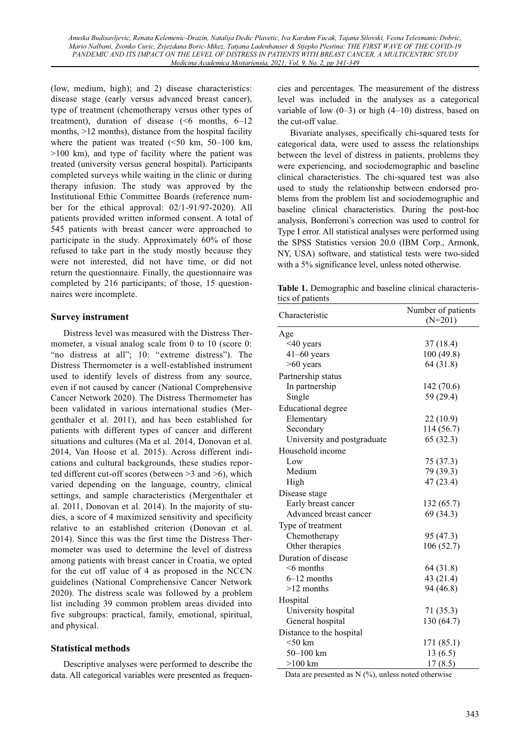(low, medium, high); and 2) disease characteristics: disease stage (early versus advanced breast cancer), type of treatment (chemotherapy versus other types of treatment), duration of disease (<6 months, 6–12 months, >12 months), distance from the hospital facility where the patient was treated (<50 km, 50–100 km, >100 km), and type of facility where the patient was treated (university versus general hospital). Participants completed surveys while waiting in the clinic or during therapy infusion. The study was approved by the Institutional Ethic Committee Boards (reference number for the ethical approval: 02/1-91/97-2020). All patients provided written informed consent. A total of 545 patients with breast cancer were approached to participate in the study. Approximately 60% of those refused to take part in the study mostly because they were not interested, did not have time, or did not return the questionnaire. Finally, the questionnaire was completed by 216 participants; of those, 15 questionnaires were incomplete.

## Survey instrument

Distress level was measured with the Distress Thermometer, a visual analog scale from 0 to 10 (score 0: "no distress at all"; 10: "extreme distress"). The Distress Thermometer is a well-established instrument used to identify levels of distress from any source, even if not caused by cancer (National Comprehensive Cancer Network 2020). The Distress Thermometer has been validated in various international studies (Mergenthaler et al. 2011), and has been established for patients with different types of cancer and different situations and cultures (Ma et al. 2014, Donovan et al. 2014, Van Hoose et al. 2015). Across different indications and cultural backgrounds, these studies reported different cut-off scores (between >3 and >6), which varied depending on the language, country, clinical settings, and sample characteristics (Mergenthaler et al. 2011, Donovan et al. 2014). In the majority of studies, a score of 4 maximized sensitivity and specificity relative to an established criterion (Donovan et al. 2014). Since this was the first time the Distress Thermometer was used to determine the level of distress among patients with breast cancer in Croatia, we opted for the cut off value of 4 as proposed in the NCCN guidelines (National Comprehensive Cancer Network 2020). The distress scale was followed by a problem list including 39 common problem areas divided into five subgroups: practical, family, emotional, spiritual, and physical.

## Statistical methods

Descriptive analyses were performed to describe the data. All categorical variables were presented as frequencies and percentages. The measurement of the distress level was included in the analyses as a categorical variable of low (0–3) or high (4–10) distress, based on the cut-off value.

Bivariate analyses, specifically chi-squared tests for categorical data, were used to assess the relationships between the level of distress in patients, problems they were experiencing, and sociodemographic and baseline clinical characteristics. The chi-squared test was also used to study the relationship between endorsed problems from the problem list and sociodemographic and baseline clinical characteristics. During the post-hoc analysis, Bonferroni's correction was used to control for Type I error. All statistical analyses were performed using the SPSS Statistics version 20.0 (IBM Corp., Armonk, NY, USA) software, and statistical tests were two-sided with a 5% significance level, unless noted otherwise.

**Table 1.** Demographic and baseline clinical characteristics of patients

| Characteristic | Number of patients (N=201) |
|---|---|
| Age | |
| <40 years | 37 (18.4) |
| 41–60 years | 100 (49.8) |
| >60 years | 64 (31.8) |
| Partnership status | |
| In partnership | 142 (70.6) |
| Single | 59 (29.4) |
| Educational degree | |
| Elementary | 22 (10.9) |
| Secondary | 114 (56.7) |
| University and postgraduate | 65 (32.3) |
| Household income | |
| Low | 75 (37.3) |
| Medium | 79 (39.3) |
| High | 47 (23.4) |
| Disease stage | |
| Early breast cancer | 132 (65.7) |
| Advanced breast cancer | 69 (34.3) |
| Type of treatment | |
| Chemotherapy | 95 (47.3) |
| Other therapies | 106 (52.7) |
| Duration of disease | |
| <6 months | 64 (31.8) |
| 6–12 months | 43 (21.4) |
| >12 months | 94 (46.8) |
| Hospital | |
| University hospital | 71 (35.3) |
| General hospital | 130 (64.7) |
| Distance to the hospital | |
| <50 km | 171 (85.1) |
| 50–100 km | 13 (6.5) |
| >100 km | 17 (8.5) |

Data are presented as N (%), unless noted otherwise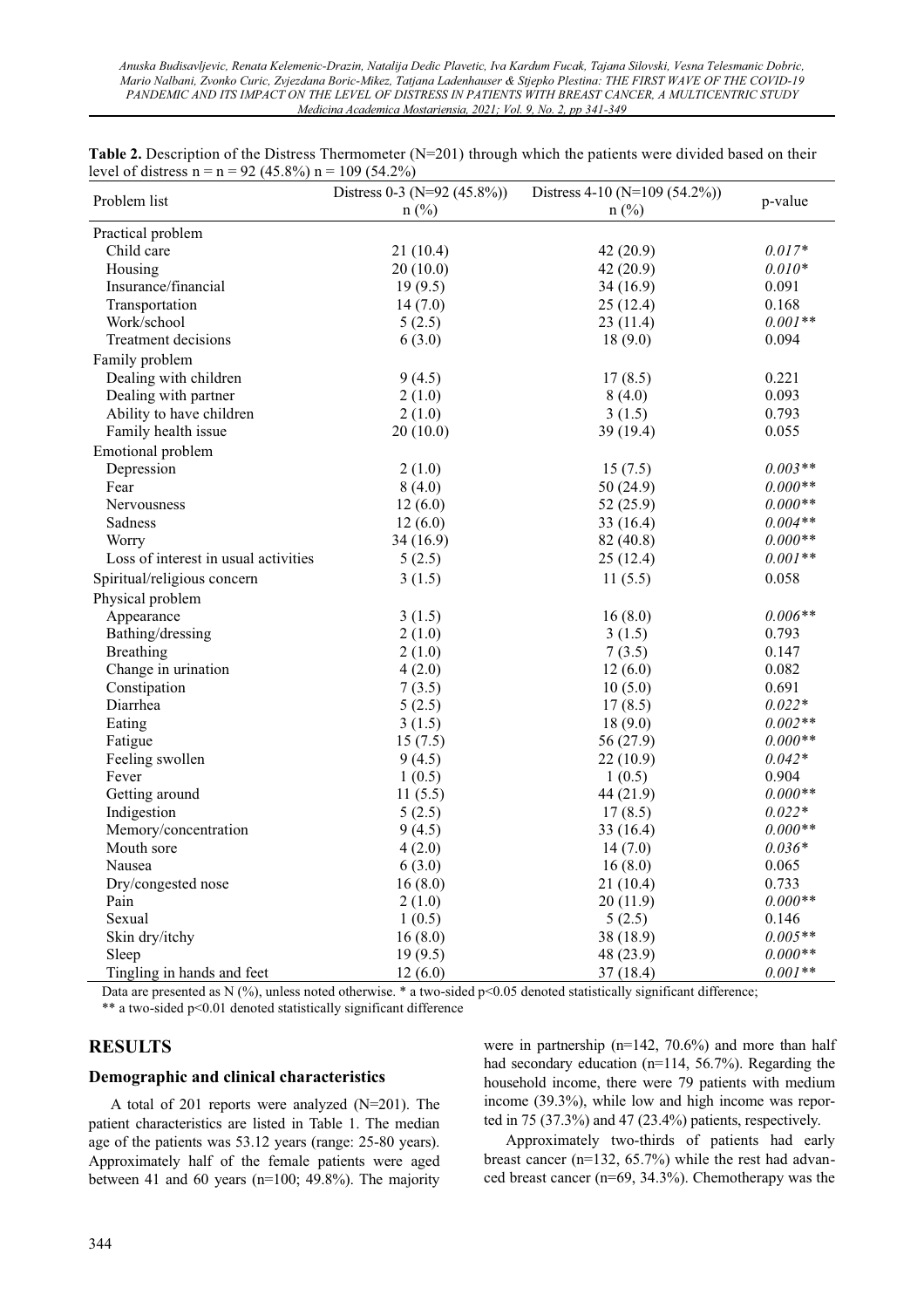**Table 2.** Description of the Distress Thermometer (N=201) through which the patients were divided based on their level of distress n = n = 92 (45.8%) n = 109 (54.2%)

| Problem list | Distress 0-3 (N=92 (45.8%)) n (%) | Distress 4-10 (N=109 (54.2%)) n (%) | p-value |
|---|---|---|---|
| Practical problem | | | |
| Child care | 21 (10.4) | 42 (20.9) | *0.017** |
| Housing | 20 (10.0) | 42 (20.9) | *0.010** |
| Insurance/financial | 19 (9.5) | 34 (16.9) | 0.091 |
| Transportation | 14 (7.0) | 25 (12.4) | 0.168 |
| Work/school | 5 (2.5) | 23 (11.4) | *0.001*** |
| Treatment decisions | 6 (3.0) | 18 (9.0) | 0.094 |
| Family problem | | | |
| Dealing with children | 9 (4.5) | 17 (8.5) | 0.221 |
| Dealing with partner | 2 (1.0) | 8 (4.0) | 0.093 |
| Ability to have children | 2 (1.0) | 3 (1.5) | 0.793 |
| Family health issue | 20 (10.0) | 39 (19.4) | 0.055 |
| Emotional problem | | | |
| Depression | 2 (1.0) | 15 (7.5) | *0.003*** |
| Fear | 8 (4.0) | 50 (24.9) | *0.000*** |
| Nervousness | 12 (6.0) | 52 (25.9) | *0.000*** |
| Sadness | 12 (6.0) | 33 (16.4) | *0.004*** |
| Worry | 34 (16.9) | 82 (40.8) | *0.000*** |
| Loss of interest in usual activities | 5 (2.5) | 25 (12.4) | *0.001*** |
| Spiritual/religious concern | 3 (1.5) | 11 (5.5) | 0.058 |
| Physical problem | | | |
| Appearance | 3 (1.5) | 16 (8.0) | *0.006*** |
| Bathing/dressing | 2 (1.0) | 3 (1.5) | 0.793 |
| Breathing | 2 (1.0) | 7 (3.5) | 0.147 |
| Change in urination | 4 (2.0) | 12 (6.0) | 0.082 |
| Constipation | 7 (3.5) | 10 (5.0) | 0.691 |
| Diarrhea | 5 (2.5) | 17 (8.5) | *0.022** |
| Eating | 3 (1.5) | 18 (9.0) | *0.002*** |
| Fatigue | 15 (7.5) | 56 (27.9) | *0.000*** |
| Feeling swollen | 9 (4.5) | 22 (10.9) | *0.042** |
| Fever | 1 (0.5) | 1 (0.5) | 0.904 |
| Getting around | 11 (5.5) | 44 (21.9) | *0.000*** |
| Indigestion | 5 (2.5) | 17 (8.5) | *0.022** |
| Memory/concentration | 9 (4.5) | 33 (16.4) | *0.000*** |
| Mouth sore | 4 (2.0) | 14 (7.0) | *0.036** |
| Nausea | 6 (3.0) | 16 (8.0) | 0.065 |
| Dry/congested nose | 16 (8.0) | 21 (10.4) | 0.733 |
| Pain | 2 (1.0) | 20 (11.9) | *0.000*** |
| Sexual | 1 (0.5) | 5 (2.5) | 0.146 |
| Skin dry/itchy | 16 (8.0) | 38 (18.9) | *0.005*** |
| Sleep | 19 (9.5) | 48 (23.9) | *0.000*** |
| Tingling in hands and feet | 12 (6.0) | 37 (18.4) | *0.001*** |

Data are presented as N (%), unless noted otherwise. * a two-sided p<0.05 denoted statistically significant difference; ** a two-sided p<0.01 denoted statistically significant difference

## RESULTS

### Demographic and clinical characteristics

A total of 201 reports were analyzed (N=201). The patient characteristics are listed in Table 1. The median age of the patients was 53.12 years (range: 25-80 years). Approximately half of the female patients were aged between 41 and 60 years (n=100; 49.8%). The majority were in partnership (n=142, 70.6%) and more than half had secondary education (n=114, 56.7%). Regarding the household income, there were 79 patients with medium income (39.3%), while low and high income was reported in 75 (37.3%) and 47 (23.4%) patients, respectively.

Approximately two-thirds of patients had early breast cancer (n=132, 65.7%) while the rest had advanced breast cancer (n=69, 34.3%). Chemotherapy was the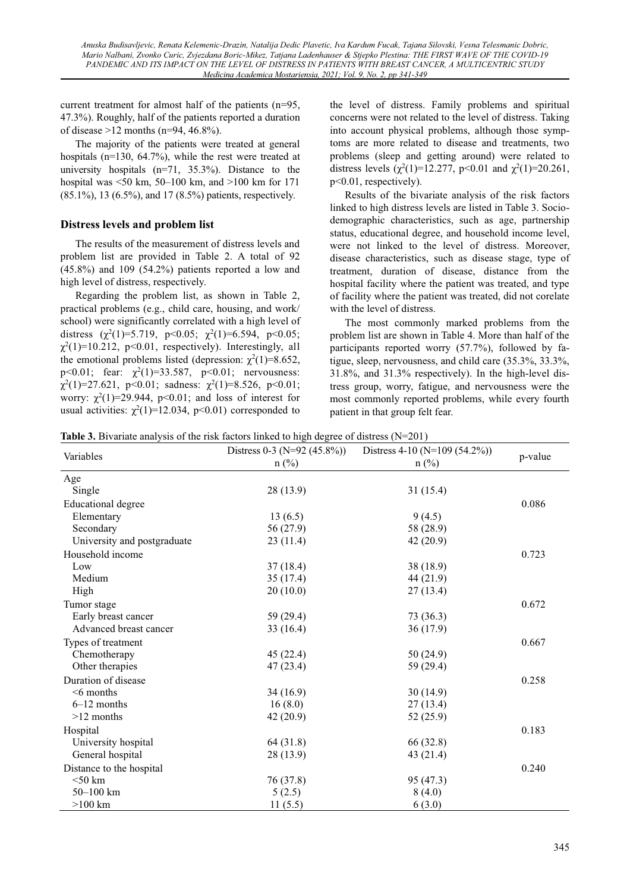current treatment for almost half of the patients (n=95, 47.3%). Roughly, half of the patients reported a duration of disease >12 months (n=94, 46.8%).

The majority of the patients were treated at general hospitals (n=130, 64.7%), while the rest were treated at university hospitals (n=71, 35.3%). Distance to the hospital was <50 km, 50–100 km, and >100 km for 171 (85.1%), 13 (6.5%), and 17 (8.5%) patients, respectively.

## Distress levels and problem list

The results of the measurement of distress levels and problem list are provided in Table 2. A total of 92 (45.8%) and 109 (54.2%) patients reported a low and high level of distress, respectively.

Regarding the problem list, as shown in Table 2, practical problems (e.g., child care, housing, and work/school) were significantly correlated with a high level of distress ($\chi^2(1)=5.719$, $p<0.05$; $\chi^2(1)=6.594$, $p<0.05$; $\chi^2(1)=10.212$, $p<0.01$, respectively). Interestingly, all the emotional problems listed (depression: $\chi^2(1)=8.652$, $p<0.01$; fear: $\chi^2(1)=33.587$, $p<0.01$; nervousness: $\chi^2(1)=27.621$, $p<0.01$; sadness: $\chi^2(1)=8.526$, $p<0.01$; worry: $\chi^2(1)=29.944$, $p<0.01$; and loss of interest for usual activities: $\chi^2(1)=12.034$, $p<0.01$) corresponded to the level of distress. Family problems and spiritual concerns were not related to the level of distress. Taking into account physical problems, although those symptoms are more related to disease and treatments, two problems (sleep and getting around) were related to distress levels ($\chi^2(1)=12.277$, $p<0.01$ and $\chi^2(1)=20.261$, $p<0.01$, respectively).

Results of the bivariate analysis of the risk factors linked to high distress levels are listed in Table 3. Sociodemographic characteristics, such as age, partnership status, educational degree, and household income level, were not linked to the level of distress. Moreover, disease characteristics, such as disease stage, type of treatment, duration of disease, distance from the hospital facility where the patient was treated, and type of facility where the patient was treated, did not corelate with the level of distress.

The most commonly marked problems from the problem list are shown in Table 4. More than half of the participants reported worry (57.7%), followed by fatigue, sleep, nervousness, and child care (35.3%, 33.3%, 31.8%, and 31.3% respectively). In the high-level distress group, worry, fatigue, and nervousness were the most commonly reported problems, while every fourth patient in that group felt fear.

**Table 3.** Bivariate analysis of the risk factors linked to high degree of distress (N=201)

| Variables | Distress 0-3 (N=92 (45.8%)) n (%) | Distress 4-10 (N=109 (54.2%)) n (%) | p-value |
|---|---|---|---|
| Age | | | |
| Single | 28 (13.9) | 31 (15.4) | |
| Educational degree | | | 0.086 |
| Elementary | 13 (6.5) | 9 (4.5) | |
| Secondary | 56 (27.9) | 58 (28.9) | |
| University and postgraduate | 23 (11.4) | 42 (20.9) | |
| Household income | | | 0.723 |
| Low | 37 (18.4) | 38 (18.9) | |
| Medium | 35 (17.4) | 44 (21.9) | |
| High | 20 (10.0) | 27 (13.4) | |
| Tumor stage | | | 0.672 |
| Early breast cancer | 59 (29.4) | 73 (36.3) | |
| Advanced breast cancer | 33 (16.4) | 36 (17.9) | |
| Types of treatment | | | 0.667 |
| Chemotherapy | 45 (22.4) | 50 (24.9) | |
| Other therapies | 47 (23.4) | 59 (29.4) | |
| Duration of disease | | | 0.258 |
| <6 months | 34 (16.9) | 30 (14.9) | |
| 6–12 months | 16 (8.0) | 27 (13.4) | |
| >12 months | 42 (20.9) | 52 (25.9) | |
| Hospital | | | 0.183 |
| University hospital | 64 (31.8) | 66 (32.8) | |
| General hospital | 28 (13.9) | 43 (21.4) | |
| Distance to the hospital | | | 0.240 |
| <50 km | 76 (37.8) | 95 (47.3) | |
| 50–100 km | 5 (2.5) | 8 (4.0) | |
| >100 km | 11 (5.5) | 6 (3.0) | |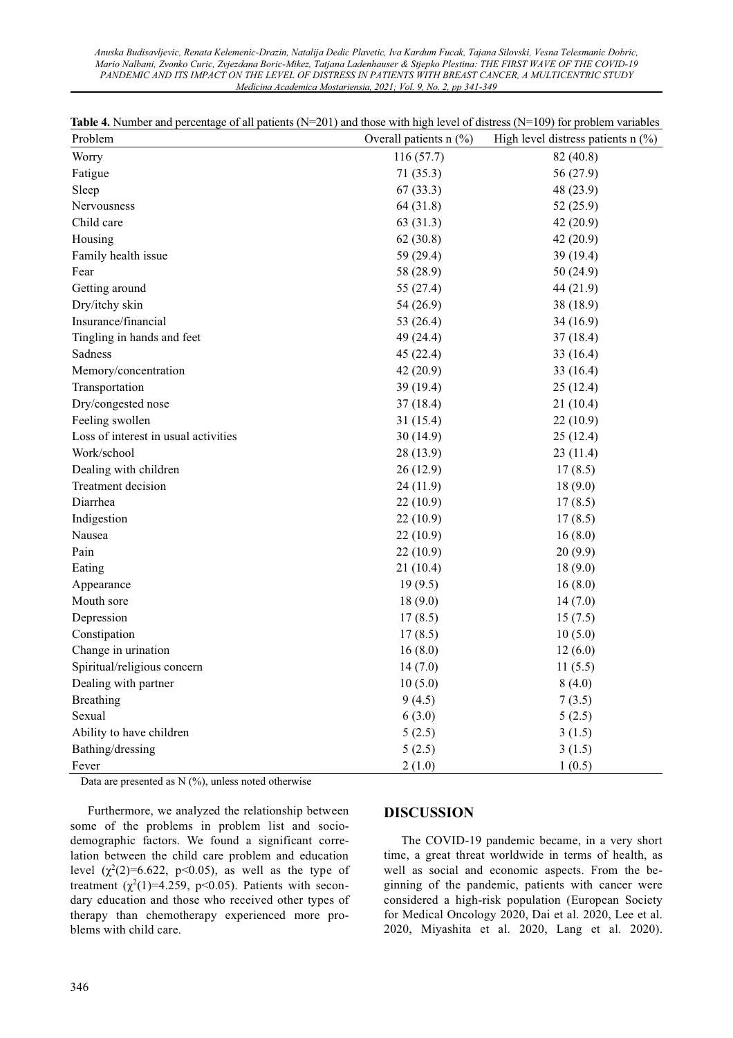**Table 4.** Number and percentage of all patients (N=201) and those with high level of distress (N=109) for problem variables

| Problem | Overall patients n (%) | High level distress patients n (%) |
|---|---|---|
| Worry | 116 (57.7) | 82 (40.8) |
| Fatigue | 71 (35.3) | 56 (27.9) |
| Sleep | 67 (33.3) | 48 (23.9) |
| Nervousness | 64 (31.8) | 52 (25.9) |
| Child care | 63 (31.3) | 42 (20.9) |
| Housing | 62 (30.8) | 42 (20.9) |
| Family health issue | 59 (29.4) | 39 (19.4) |
| Fear | 58 (28.9) | 50 (24.9) |
| Getting around | 55 (27.4) | 44 (21.9) |
| Dry/itchy skin | 54 (26.9) | 38 (18.9) |
| Insurance/financial | 53 (26.4) | 34 (16.9) |
| Tingling in hands and feet | 49 (24.4) | 37 (18.4) |
| Sadness | 45 (22.4) | 33 (16.4) |
| Memory/concentration | 42 (20.9) | 33 (16.4) |
| Transportation | 39 (19.4) | 25 (12.4) |
| Dry/congested nose | 37 (18.4) | 21 (10.4) |
| Feeling swollen | 31 (15.4) | 22 (10.9) |
| Loss of interest in usual activities | 30 (14.9) | 25 (12.4) |
| Work/school | 28 (13.9) | 23 (11.4) |
| Dealing with children | 26 (12.9) | 17 (8.5) |
| Treatment decision | 24 (11.9) | 18 (9.0) |
| Diarrhea | 22 (10.9) | 17 (8.5) |
| Indigestion | 22 (10.9) | 17 (8.5) |
| Nausea | 22 (10.9) | 16 (8.0) |
| Pain | 22 (10.9) | 20 (9.9) |
| Eating | 21 (10.4) | 18 (9.0) |
| Appearance | 19 (9.5) | 16 (8.0) |
| Mouth sore | 18 (9.0) | 14 (7.0) |
| Depression | 17 (8.5) | 15 (7.5) |
| Constipation | 17 (8.5) | 10 (5.0) |
| Change in urination | 16 (8.0) | 12 (6.0) |
| Spiritual/religious concern | 14 (7.0) | 11 (5.5) |
| Dealing with partner | 10 (5.0) | 8 (4.0) |
| Breathing | 9 (4.5) | 7 (3.5) |
| Sexual | 6 (3.0) | 5 (2.5) |
| Ability to have children | 5 (2.5) | 3 (1.5) |
| Bathing/dressing | 5 (2.5) | 3 (1.5) |
| Fever | 2 (1.0) | 1 (0.5) |

Data are presented as N (%), unless noted otherwise

Furthermore, we analyzed the relationship between some of the problems in problem list and sociodemographic factors. We found a significant correlation between the child care problem and education level ($\chi^2(2)=6.622$, $p<0.05$), as well as the type of treatment ($\chi^2(1)=4.259$, $p<0.05$). Patients with secondary education and those who received other types of therapy than chemotherapy experienced more problems with child care.

## DISCUSSION

The COVID-19 pandemic became, in a very short time, a great threat worldwide in terms of health, as well as social and economic aspects. From the beginning of the pandemic, patients with cancer were considered a high-risk population (European Society for Medical Oncology 2020, Dai et al. 2020, Lee et al. 2020, Miyashita et al. 2020, Lang et al. 2020).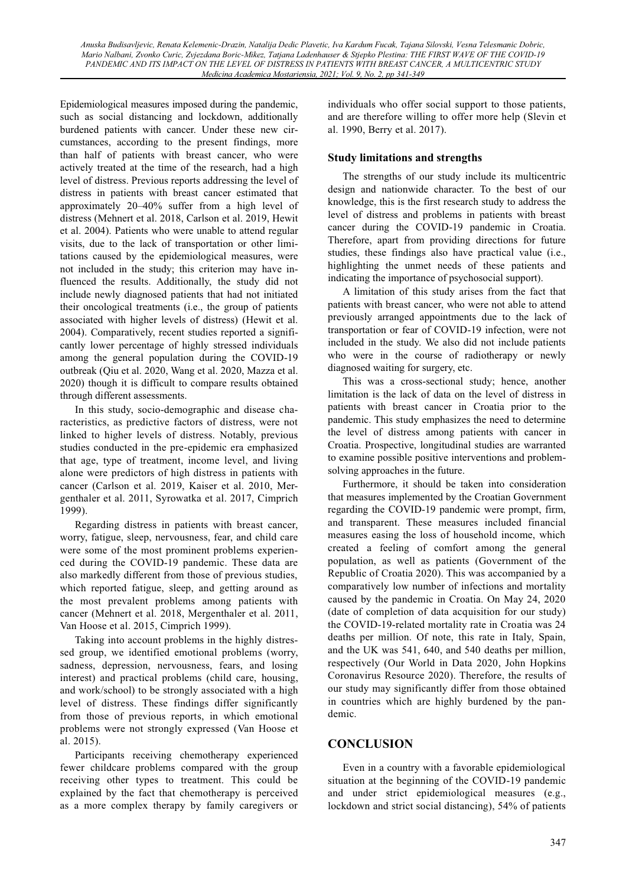Epidemiological measures imposed during the pandemic, such as social distancing and lockdown, additionally burdened patients with cancer. Under these new circumstances, according to the present findings, more than half of patients with breast cancer, who were actively treated at the time of the research, had a high level of distress. Previous reports addressing the level of distress in patients with breast cancer estimated that approximately 20–40% suffer from a high level of distress (Mehnert et al. 2018, Carlson et al. 2019, Hewit et al. 2004). Patients who were unable to attend regular visits, due to the lack of transportation or other limitations caused by the epidemiological measures, were not included in the study; this criterion may have influenced the results. Additionally, the study did not include newly diagnosed patients that had not initiated their oncological treatments (i.e., the group of patients associated with higher levels of distress) (Hewit et al. 2004). Comparatively, recent studies reported a significantly lower percentage of highly stressed individuals among the general population during the COVID-19 outbreak (Qiu et al. 2020, Wang et al. 2020, Mazza et al. 2020) though it is difficult to compare results obtained through different assessments.

In this study, socio-demographic and disease characteristics, as predictive factors of distress, were not linked to higher levels of distress. Notably, previous studies conducted in the pre-epidemic era emphasized that age, type of treatment, income level, and living alone were predictors of high distress in patients with cancer (Carlson et al. 2019, Kaiser et al. 2010, Mergenthaler et al. 2011, Syrowatka et al. 2017, Cimprich 1999).

Regarding distress in patients with breast cancer, worry, fatigue, sleep, nervousness, fear, and child care were some of the most prominent problems experienced during the COVID-19 pandemic. These data are also markedly different from those of previous studies, which reported fatigue, sleep, and getting around as the most prevalent problems among patients with cancer (Mehnert et al. 2018, Mergenthaler et al. 2011, Van Hoose et al. 2015, Cimprich 1999).

Taking into account problems in the highly distressed group, we identified emotional problems (worry, sadness, depression, nervousness, fears, and losing interest) and practical problems (child care, housing, and work/school) to be strongly associated with a high level of distress. These findings differ significantly from those of previous reports, in which emotional problems were not strongly expressed (Van Hoose et al. 2015).

Participants receiving chemotherapy experienced fewer childcare problems compared with the group receiving other types to treatment. This could be explained by the fact that chemotherapy is perceived as a more complex therapy by family caregivers or individuals who offer social support to those patients, and are therefore willing to offer more help (Slevin et al. 1990, Berry et al. 2017).

### Study limitations and strengths

The strengths of our study include its multicentric design and nationwide character. To the best of our knowledge, this is the first research study to address the level of distress and problems in patients with breast cancer during the COVID-19 pandemic in Croatia. Therefore, apart from providing directions for future studies, these findings also have practical value (i.e., highlighting the unmet needs of these patients and indicating the importance of psychosocial support).

A limitation of this study arises from the fact that patients with breast cancer, who were not able to attend previously arranged appointments due to the lack of transportation or fear of COVID-19 infection, were not included in the study. We also did not include patients who were in the course of radiotherapy or newly diagnosed waiting for surgery, etc.

This was a cross-sectional study; hence, another limitation is the lack of data on the level of distress in patients with breast cancer in Croatia prior to the pandemic. This study emphasizes the need to determine the level of distress among patients with cancer in Croatia. Prospective, longitudinal studies are warranted to examine possible positive interventions and problem-solving approaches in the future.

Furthermore, it should be taken into consideration that measures implemented by the Croatian Government regarding the COVID-19 pandemic were prompt, firm, and transparent. These measures included financial measures easing the loss of household income, which created a feeling of comfort among the general population, as well as patients (Government of the Republic of Croatia 2020). This was accompanied by a comparatively low number of infections and mortality caused by the pandemic in Croatia. On May 24, 2020 (date of completion of data acquisition for our study) the COVID-19-related mortality rate in Croatia was 24 deaths per million. Of note, this rate in Italy, Spain, and the UK was 541, 640, and 540 deaths per million, respectively (Our World in Data 2020, John Hopkins Coronavirus Resource 2020). Therefore, the results of our study may significantly differ from those obtained in countries which are highly burdened by the pandemic.

## CONCLUSION

Even in a country with a favorable epidemiological situation at the beginning of the COVID-19 pandemic and under strict epidemiological measures (e.g., lockdown and strict social distancing), 54% of patients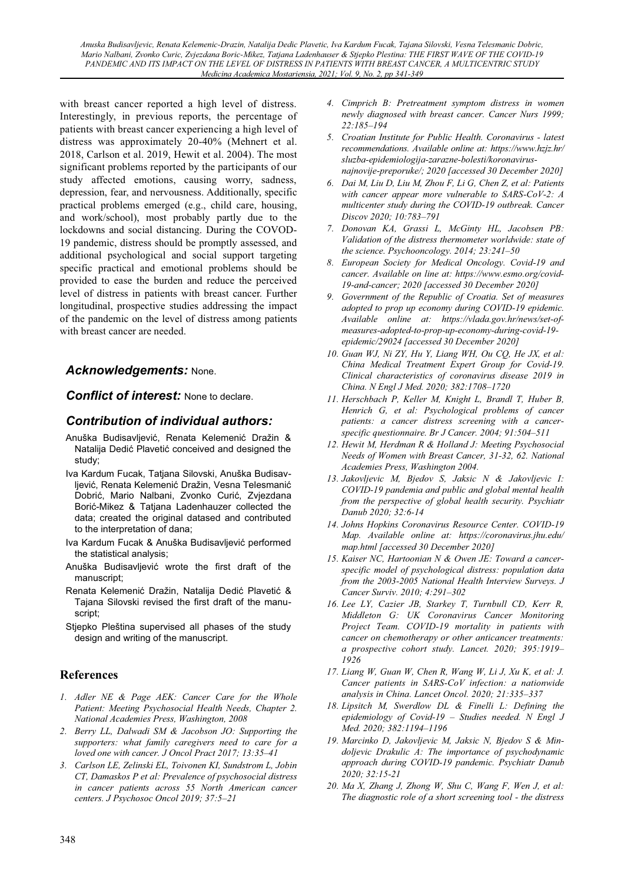with breast cancer reported a high level of distress. Interestingly, in previous reports, the percentage of patients with breast cancer experiencing a high level of distress was approximately 20-40% (Mehnert et al. 2018, Carlson et al. 2019, Hewit et al. 2004). The most significant problems reported by the participants of our study affected emotions, causing worry, sadness, depression, fear, and nervousness. Additionally, specific practical problems emerged (e.g., child care, housing, and work/school), most probably partly due to the lockdowns and social distancing. During the COVOD-19 pandemic, distress should be promptly assessed, and additional psychological and social support targeting specific practical and emotional problems should be provided to ease the burden and reduce the perceived level of distress in patients with breast cancer. Further longitudinal, prospective studies addressing the impact of the pandemic on the level of distress among patients with breast cancer are needed.

## *Acknowledgements:* None.

## *Conflict of interest:* None to declare.

## *Contribution of individual authors:*

- Anuška Budisavljević, Renata Kelemenić Dražin & Natalija Dedić Plavetić conceived and designed the study;
- Iva Kardum Fucak, Tatjana Silovski, Anuška Budisavljević, Renata Kelemenić Dražin, Vesna Telesmanić Dobrić, Mario Nalbani, Zvonko Curić, Zvjezdana Borić-Mikez & Tatjana Ladenhauzer collected the data; created the original datased and contributed to the interpretation of dana;
- Iva Kardum Fucak & Anuška Budisavljević performed the statistical analysis;
- Anuška Budisavljević wrote the first draft of the manuscript;
- Renata Kelemenić Dražin, Natalija Dedić Plavetić & Tajana Silovski revised the first draft of the manuscript;
- Stjepko Pleština supervised all phases of the study design and writing of the manuscript.

## References

1. *Adler NE & Page AEK: Cancer Care for the Whole Patient: Meeting Psychosocial Health Needs, Chapter 2. National Academies Press, Washington, 2008*
2. *Berry LL, Dalwadi SM & Jacobson JO: Supporting the supporters: what family caregivers need to care for a loved one with cancer. J Oncol Pract 2017; 13:35–41*
3. *Carlson LE, Zelinski EL, Toivonen KI, Sundstrom L, Jobin CT, Damaskos P et al: Prevalence of psychosocial distress in cancer patients across 55 North American cancer centers. J Psychosoc Oncol 2019; 37:5–21*
4. *Cimprich B: Pretreatment symptom distress in women newly diagnosed with breast cancer. Cancer Nurs 1999; 22:185–194*
5. *Croatian Institute for Public Health. Coronavirus - latest recommendations. Available online at: https://www.hzjz.hr/sluzba-epidemiologija-zarazne-bolesti/koronavirus-najnovije-preporuke/; 2020 [accessed 30 December 2020]*
6. *Dai M, Liu D, Liu M, Zhou F, Li G, Chen Z, et al: Patients with cancer appear more vulnerable to SARS-CoV-2: A multicenter study during the COVID-19 outbreak. Cancer Discov 2020; 10:783–791*
7. *Donovan KA, Grassi L, McGinty HL, Jacobsen PB: Validation of the distress thermometer worldwide: state of the science. Psychooncology. 2014; 23:241–50*
8. *European Society for Medical Oncology. Covid-19 and cancer. Available on line at: https://www.esmo.org/covid-19-and-cancer; 2020 [accessed 30 December 2020]*
9. *Government of the Republic of Croatia. Set of measures adopted to prop up economy during COVID-19 epidemic. Available online at: https://vlada.gov.hr/news/set-of-measures-adopted-to-prop-up-economy-during-covid-19-epidemic/29024 [accessed 30 December 2020]*
10. *Guan WJ, Ni ZY, Hu Y, Liang WH, Ou CQ, He JX, et al: China Medical Treatment Expert Group for Covid-19. Clinical characteristics of coronavirus disease 2019 in China. N Engl J Med. 2020; 382:1708–1720*
11. *Herschbach P, Keller M, Knight L, Brandl T, Huber B, Henrich G, et al: Psychological problems of cancer patients: a cancer distress screening with a cancer-specific questionnaire. Br J Cancer. 2004; 91:504–511*
12. *Hewit M, Herdman R & Holland J: Meeting Psychosocial Needs of Women with Breast Cancer, 31-32, 62. National Academies Press, Washington 2004.*
13. *Jakovljevic M, Bjedov S, Jaksic N & Jakovljevic I: COVID-19 pandemia and public and global mental health from the perspective of global health security. Psychiatr Danub 2020; 32:6-14*
14. *Johns Hopkins Coronavirus Resource Center. COVID-19 Map. Available online at: https://coronavirus.jhu.edu/map.html [accessed 30 December 2020]*
15. *Kaiser NC, Hartoonian N & Owen JE: Toward a cancer-specific model of psychological distress: population data from the 2003-2005 National Health Interview Surveys. J Cancer Surviv. 2010; 4:291–302*
16. *Lee LY, Cazier JB, Starkey T, Turnbull CD, Kerr R, Middleton G: UK Coronavirus Cancer Monitoring Project Team. COVID-19 mortality in patients with cancer on chemotherapy or other anticancer treatments: a prospective cohort study. Lancet. 2020; 395:1919–1926*
17. *Liang W, Guan W, Chen R, Wang W, Li J, Xu K, et al: J. Cancer patients in SARS-CoV infection: a nationwide analysis in China. Lancet Oncol. 2020; 21:335–337*
18. *Lipsitch M, Swerdlow DL & Finelli L: Defining the epidemiology of Covid-19 – Studies needed. N Engl J Med. 2020; 382:1194–1196*
19. *Marcinko D, Jakovljevic M, Jaksic N, Bjedov S & Mindoljevic Drakulic A: The importance of psychodynamic approach during COVID-19 pandemic. Psychiatr Danub 2020; 32:15-21*
20. *Ma X, Zhang J, Zhong W, Shu C, Wang F, Wen J, et al: The diagnostic role of a short screening tool - the distress*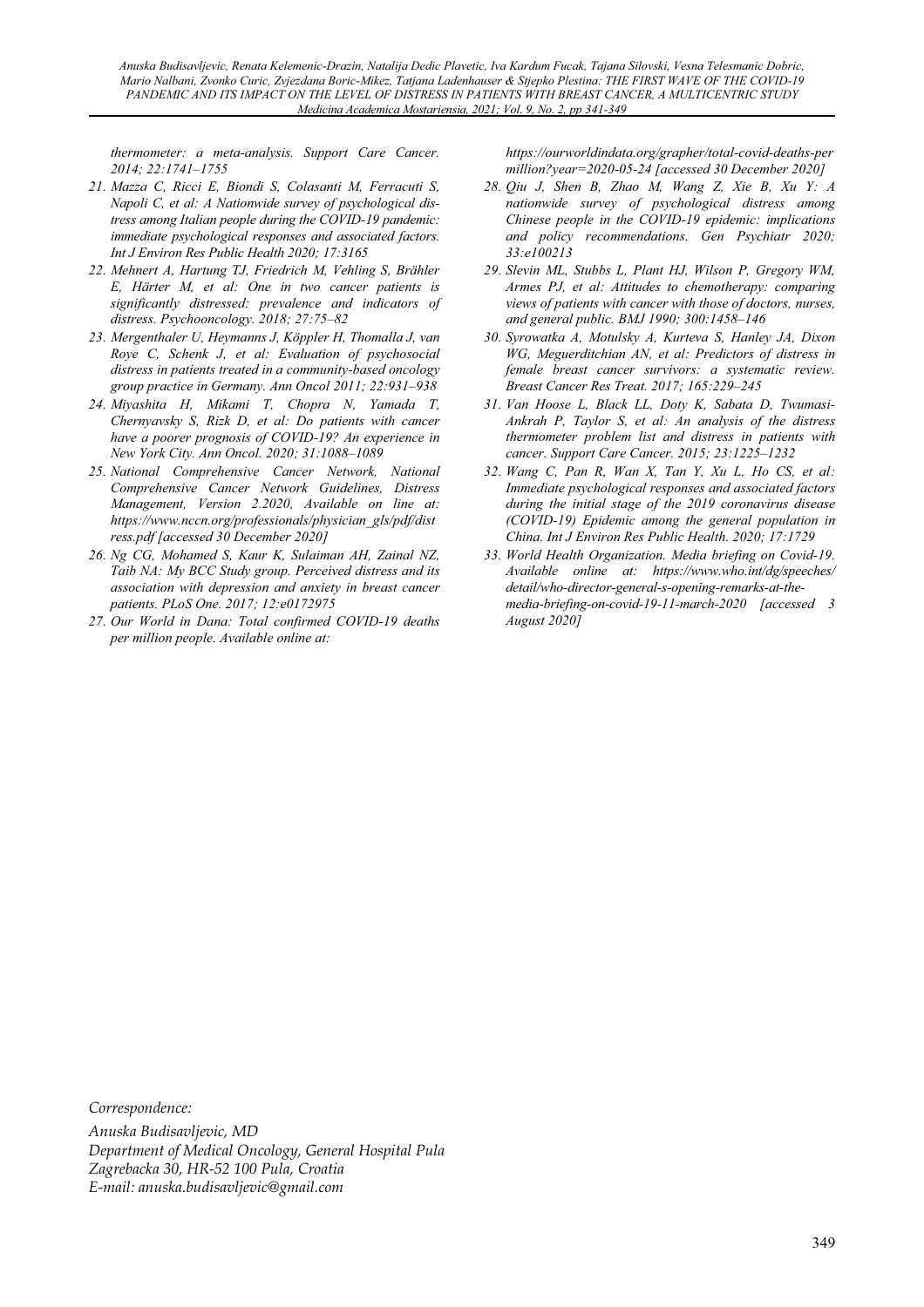*thermometer: a meta-analysis. Support Care Cancer. 2014; 22:1741–1755*

21. *Mazza C, Ricci E, Biondi S, Colasanti M, Ferracuti S, Napoli C, et al: A Nationwide survey of psychological distress among Italian people during the COVID-19 pandemic: immediate psychological responses and associated factors. Int J Environ Res Public Health 2020; 17:3165*
22. *Mehnert A, Hartung TJ, Friedrich M, Vehling S, Brähler E, Härter M, et al: One in two cancer patients is significantly distressed: prevalence and indicators of distress. Psychooncology. 2018; 27:75–82*
23. *Mergenthaler U, Heymanns J, Köppler H, Thomalla J, van Roye C, Schenk J, et al: Evaluation of psychosocial distress in patients treated in a community-based oncology group practice in Germany. Ann Oncol 2011; 22:931–938*
24. *Miyashita H, Mikami T, Chopra N, Yamada T, Chernyavsky S, Rizk D, et al: Do patients with cancer have a poorer prognosis of COVID-19? An experience in New York City. Ann Oncol. 2020; 31:1088–1089*
25. *National Comprehensive Cancer Network, National Comprehensive Cancer Network Guidelines, Distress Management, Version 2.2020, Available on line at: https://www.nccn.org/professionals/physician_gls/pdf/distress.pdf [accessed 30 December 2020]*
26. *Ng CG, Mohamed S, Kaur K, Sulaiman AH, Zainal NZ, Taib NA: My BCC Study group. Perceived distress and its association with depression and anxiety in breast cancer patients. PLoS One. 2017; 12:e0172975*
27. *Our World in Dana: Total confirmed COVID-19 deaths per million people. Available online at: https://ourworldindata.org/grapher/total-covid-deaths-per million?year=2020-05-24 [accessed 30 December 2020]*
28. *Qiu J, Shen B, Zhao M, Wang Z, Xie B, Xu Y: A nationwide survey of psychological distress among Chinese people in the COVID-19 epidemic: implications and policy recommendations. Gen Psychiatr 2020; 33:e100213*
29. *Slevin ML, Stubbs L, Plant HJ, Wilson P, Gregory WM, Armes PJ, et al: Attitudes to chemotherapy: comparing views of patients with cancer with those of doctors, nurses, and general public. BMJ 1990; 300:1458–146*
30. *Syrowatka A, Motulsky A, Kurteva S, Hanley JA, Dixon WG, Meguerditchian AN, et al: Predictors of distress in female breast cancer survivors: a systematic review. Breast Cancer Res Treat. 2017; 165:229–245*
31. *Van Hoose L, Black LL, Doty K, Sabata D, Twumasi-Ankrah P, Taylor S, et al: An analysis of the distress thermometer problem list and distress in patients with cancer. Support Care Cancer. 2015; 23:1225–1232*
32. *Wang C, Pan R, Wan X, Tan Y, Xu L, Ho CS, et al: Immediate psychological responses and associated factors during the initial stage of the 2019 coronavirus disease (COVID-19) Epidemic among the general population in China. Int J Environ Res Public Health. 2020; 17:1729*
33. *World Health Organization. Media briefing on Covid-19. Available online at: https://www.who.int/dg/speeches/detail/who-director-general-s-opening-remarks-at-the-media-briefing-on-covid-19-11-march-2020 [accessed 3 August 2020]*

*Correspondence:*

*Anuska Budisavljevic, MD*
*Department of Medical Oncology, General Hospital Pula*
*Zagrebacka 30, HR-52 100 Pula, Croatia*
*E-mail: anuska.budisavljevic@gmail.com*